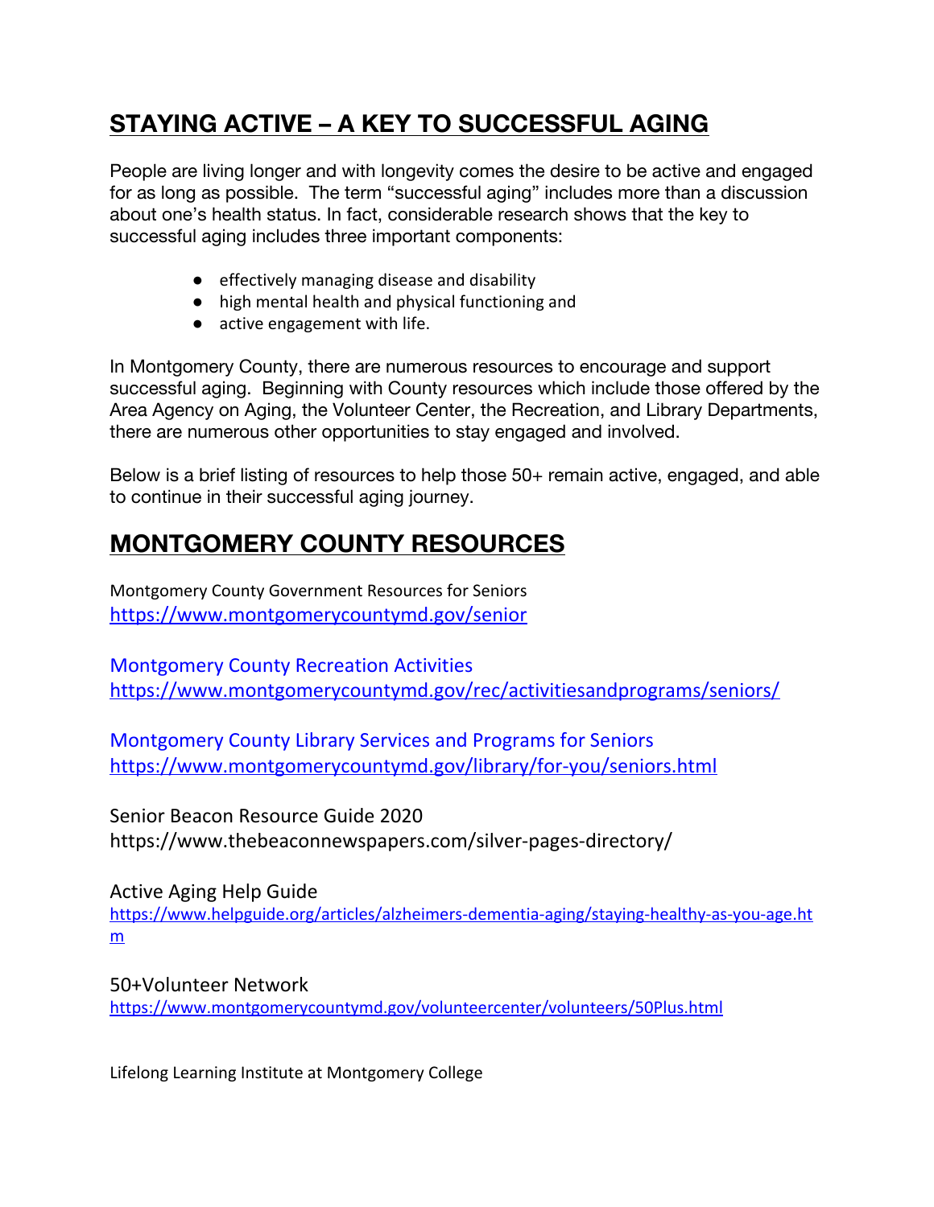# STAYING ACTIVE – A KEY TO SUCCESSFUL AGING

People are living longer and with longevity comes the desire to be active and engaged for as long as possible. The term "successful aging" includes more than a discussion about one's health status. In fact, considerable research shows that the key to successful aging includes three important components:

- effectively managing disease and disability
- high mental health and physical functioning and
- active engagement with life.

In Montgomery County, there are numerous resources to encourage and support successful aging. Beginning with County resources which include those offered by the Area Agency on Aging, the Volunteer Center, the Recreation, and Library Departments, there are numerous other opportunities to stay engaged and involved.

Below is a brief listing of resources to help those 50+ remain active, engaged, and able to continue in their successful aging journey.

# MONTGOMERY COUNTY RESOURCES

Montgomery County Government Resources for Seniors
https://www.montgomerycountymd.gov/senior

Montgomery County Recreation Activities
https://www.montgomerycountymd.gov/rec/activitiesandprograms/seniors/

Montgomery County Library Services and Programs for Seniors
https://www.montgomerycountymd.gov/library/for-you/seniors.html

Senior Beacon Resource Guide 2020
https://www.thebeaconnewspapers.com/silver-pages-directory/

Active Aging Help Guide
https://www.helpguide.org/articles/alzheimers-dementia-aging/staying-healthy-as-you-age.htm

50+Volunteer Network
https://www.montgomerycountymd.gov/volunteercenter/volunteers/50Plus.html

Lifelong Learning Institute at Montgomery College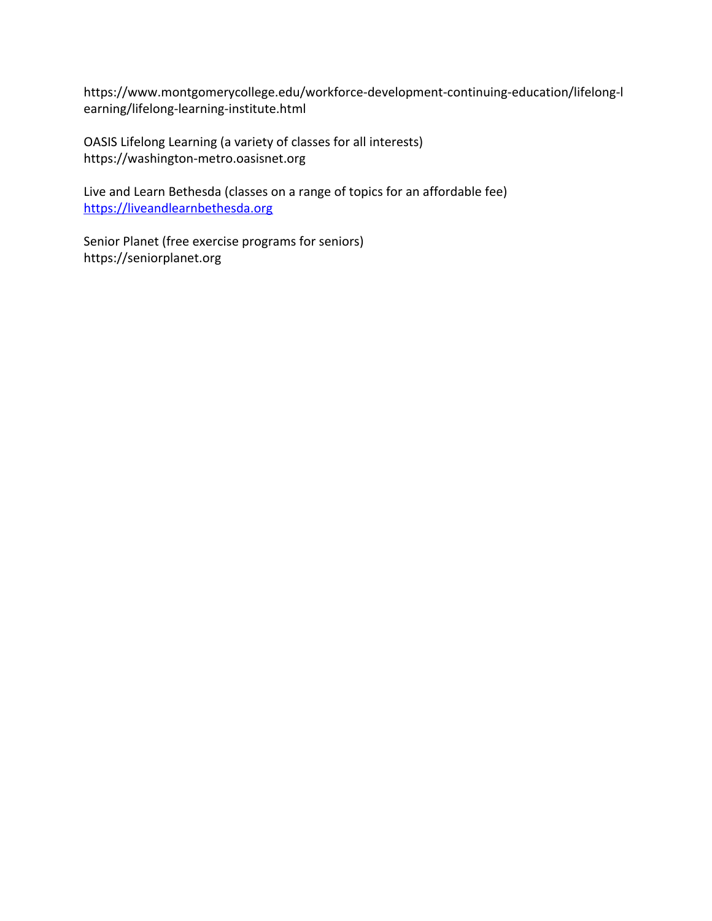https://www.montgomerycollege.edu/workforce-development-continuing-education/lifelong-learning/lifelong-learning-institute.html

OASIS Lifelong Learning (a variety of classes for all interests)
https://washington-metro.oasisnet.org

Live and Learn Bethesda (classes on a range of topics for an affordable fee)
https://liveandlearnbethesda.org

Senior Planet (free exercise programs for seniors)
https://seniorplanet.org